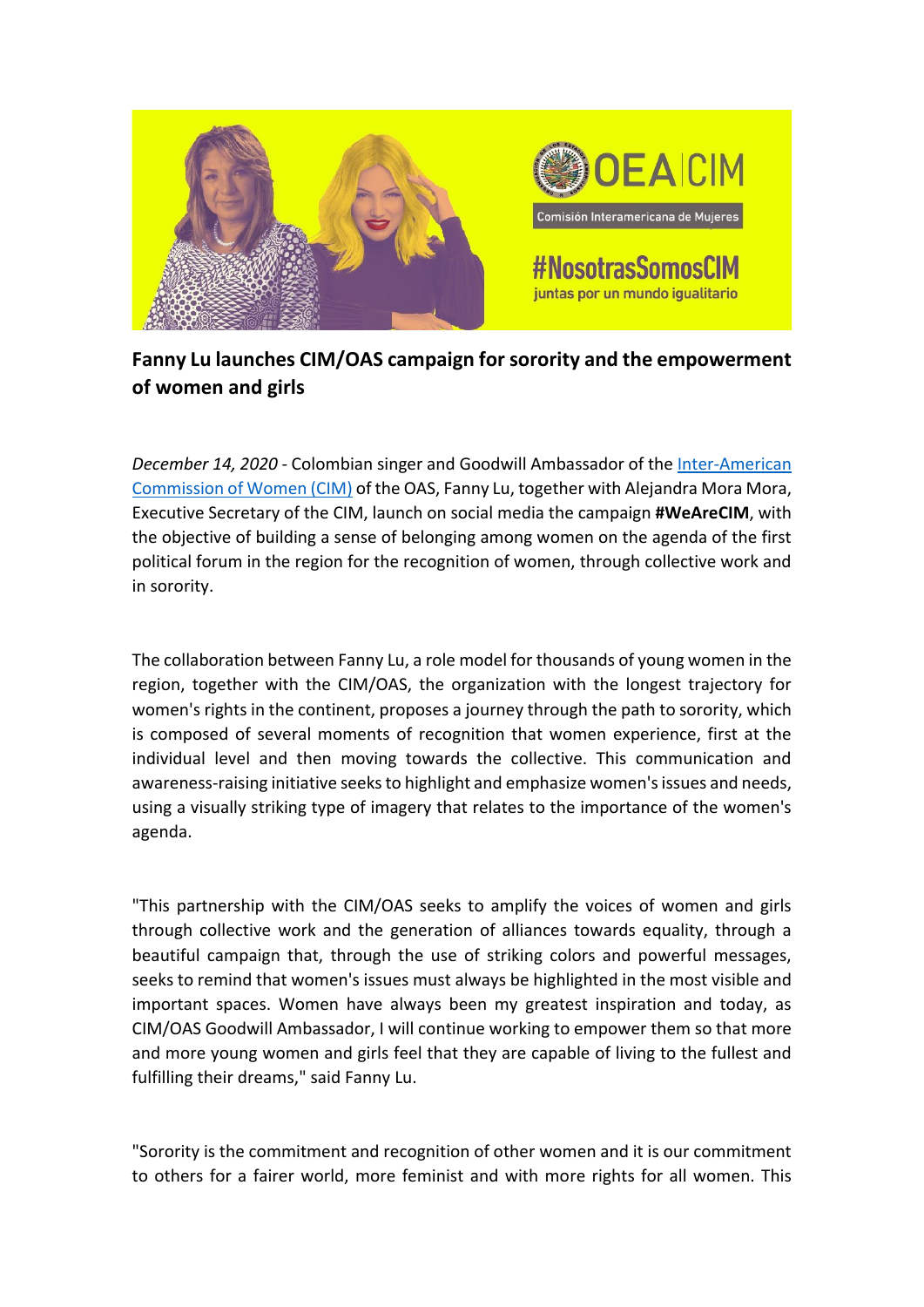# Fanny Lu launches CIM/OAS campaign for sorority and the empowerment of women and girls

*December 14, 2020* - Colombian singer and Goodwill Ambassador of the Inter-American Commission of Women (CIM) of the OAS, Fanny Lu, together with Alejandra Mora Mora, Executive Secretary of the CIM, launch on social media the campaign **#WeAreCIM**, with the objective of building a sense of belonging among women on the agenda of the first political forum in the region for the recognition of women, through collective work and in sorority.

The collaboration between Fanny Lu, a role model for thousands of young women in the region, together with the CIM/OAS, the organization with the longest trajectory for women's rights in the continent, proposes a journey through the path to sorority, which is composed of several moments of recognition that women experience, first at the individual level and then moving towards the collective. This communication and awareness-raising initiative seeks to highlight and emphasize women's issues and needs, using a visually striking type of imagery that relates to the importance of the women's agenda.

"This partnership with the CIM/OAS seeks to amplify the voices of women and girls through collective work and the generation of alliances towards equality, through a beautiful campaign that, through the use of striking colors and powerful messages, seeks to remind that women's issues must always be highlighted in the most visible and important spaces. Women have always been my greatest inspiration and today, as CIM/OAS Goodwill Ambassador, I will continue working to empower them so that more and more young women and girls feel that they are capable of living to the fullest and fulfilling their dreams," said Fanny Lu.

"Sorority is the commitment and recognition of other women and it is our commitment to others for a fairer world, more feminist and with more rights for all women. This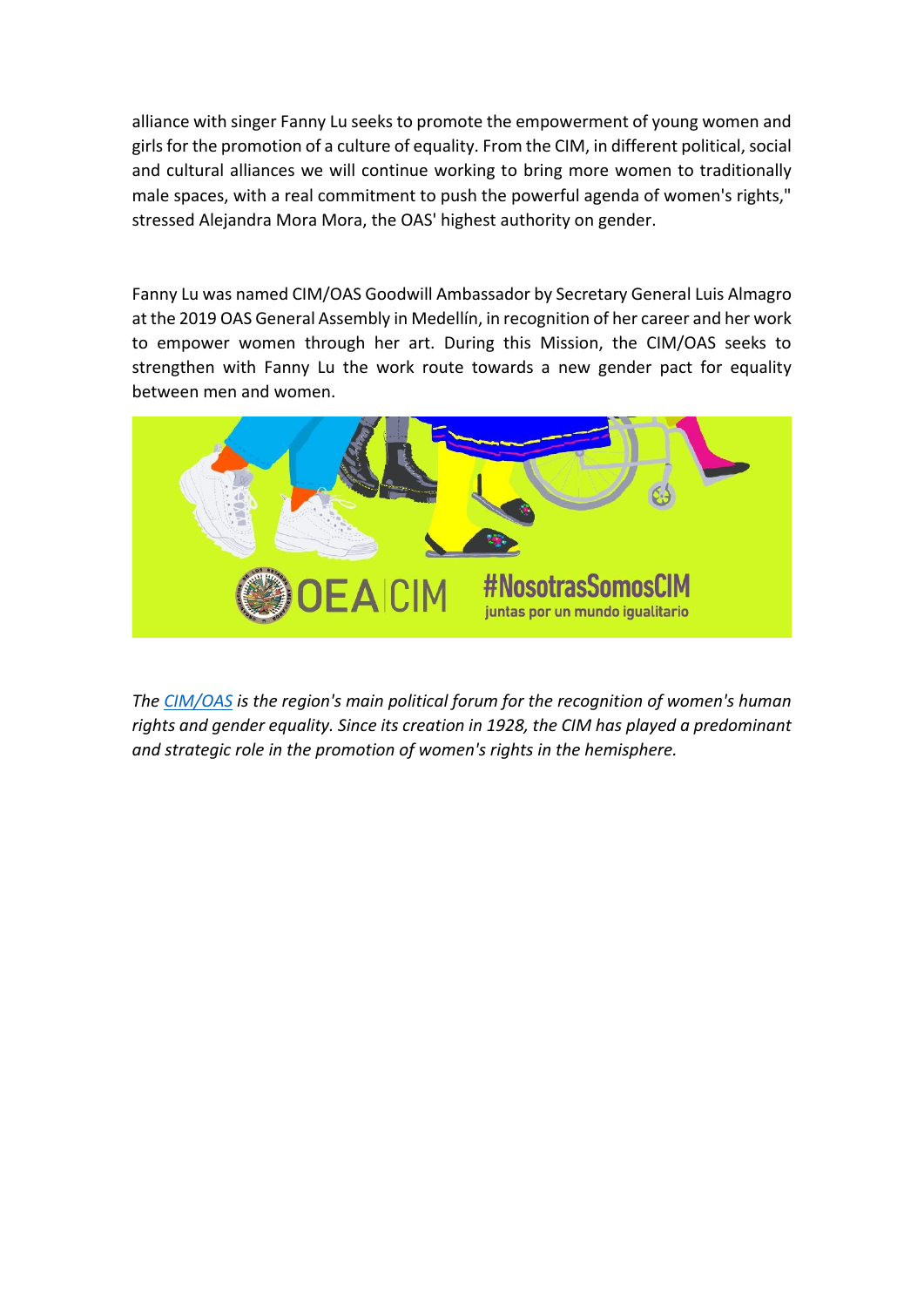alliance with singer Fanny Lu seeks to promote the empowerment of young women and girls for the promotion of a culture of equality. From the CIM, in different political, social and cultural alliances we will continue working to bring more women to traditionally male spaces, with a real commitment to push the powerful agenda of women's rights," stressed Alejandra Mora Mora, the OAS' highest authority on gender.

Fanny Lu was named CIM/OAS Goodwill Ambassador by Secretary General Luis Almagro at the 2019 OAS General Assembly in Medellín, in recognition of her career and her work to empower women through her art. During this Mission, the CIM/OAS seeks to strengthen with Fanny Lu the work route towards a new gender pact for equality between men and women.

*The [CIM/OAS](CIM/OAS) is the region's main political forum for the recognition of women's human rights and gender equality. Since its creation in 1928, the CIM has played a predominant and strategic role in the promotion of women's rights in the hemisphere.*